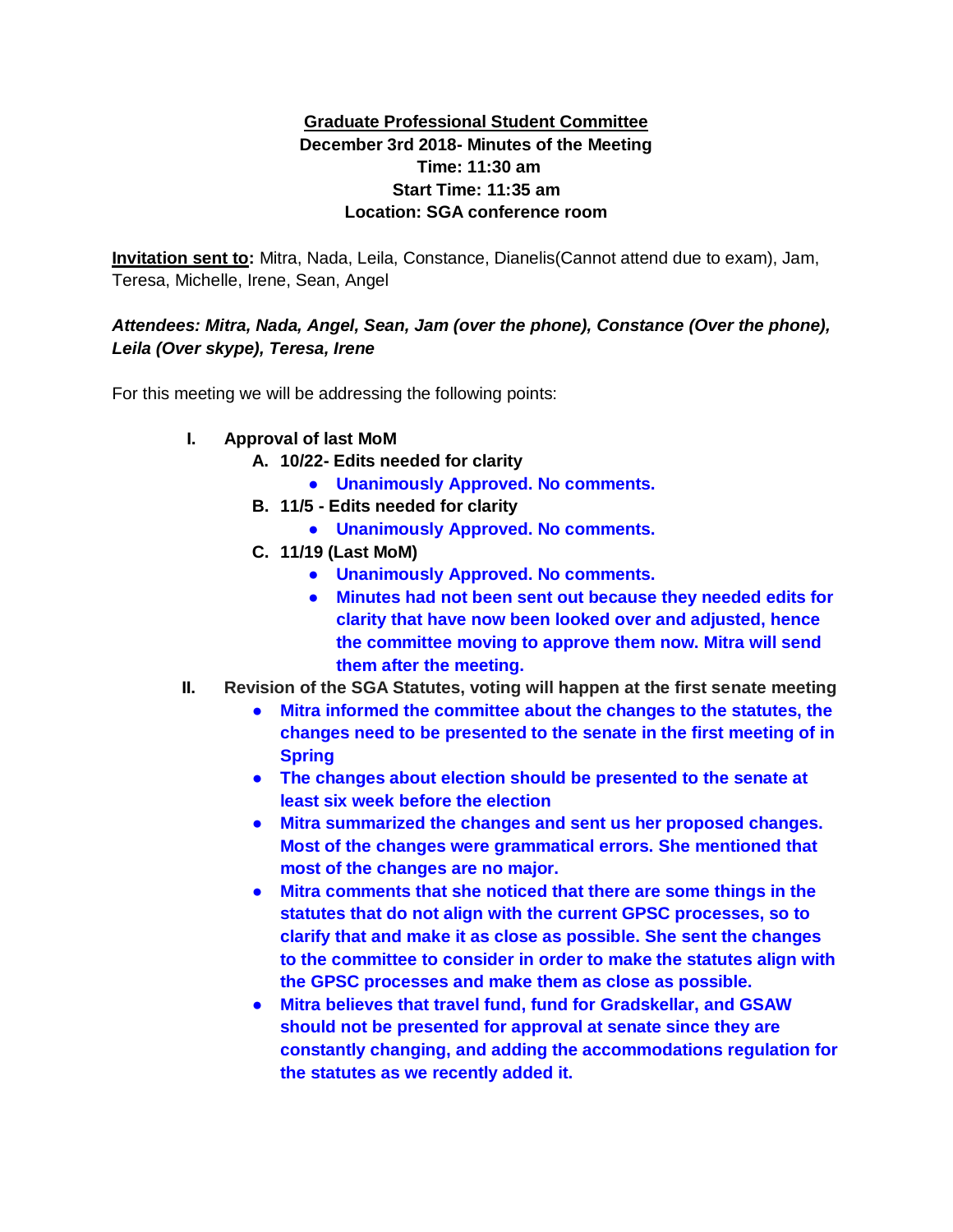**<u>Graduate Professional Student Committee</u>**
**December 3rd 2018- Minutes of the Meeting**
**Time: 11:30 am**
**Start Time: 11:35 am**
**Location: SGA conference room**

**<u>Invitation sent to</u>:** Mitra, Nada, Leila, Constance, Dianelis(Cannot attend due to exam), Jam, Teresa, Michelle, Irene, Sean, Angel

***Attendees: Mitra, Nada, Angel, Sean, Jam (over the phone), Constance (Over the phone), Leila (Over skype), Teresa, Irene***

For this meeting we will be addressing the following points:

I. **Approval of last MoM**
   A. **10/22- Edits needed for clarity**
      - **Unanimously Approved. No comments.**
   B. **11/5 - Edits needed for clarity**
      - **Unanimously Approved. No comments.**
   C. **11/19 (Last MoM)**
      - **Unanimously Approved. No comments.**
      - **Minutes had not been sent out because they needed edits for clarity that have now been looked over and adjusted, hence the committee moving to approve them now. Mitra will send them after the meeting.**

II. **Revision of the SGA Statutes, voting will happen at the first senate meeting**
   - **Mitra informed the committee about the changes to the statutes, the changes need to be presented to the senate in the first meeting of in Spring**
   - **The changes about election should be presented to the senate at least six week before the election**
   - **Mitra summarized the changes and sent us her proposed changes. Most of the changes were grammatical errors. She mentioned that most of the changes are no major.**
   - **Mitra comments that she noticed that there are some things in the statutes that do not align with the current GPSC processes, so to clarify that and make it as close as possible. She sent the changes to the committee to consider in order to make the statutes align with the GPSC processes and make them as close as possible.**
   - **Mitra believes that travel fund, fund for Gradskellar, and GSAW should not be presented for approval at senate since they are constantly changing, and adding the accommodations regulation for the statutes as we recently added it.**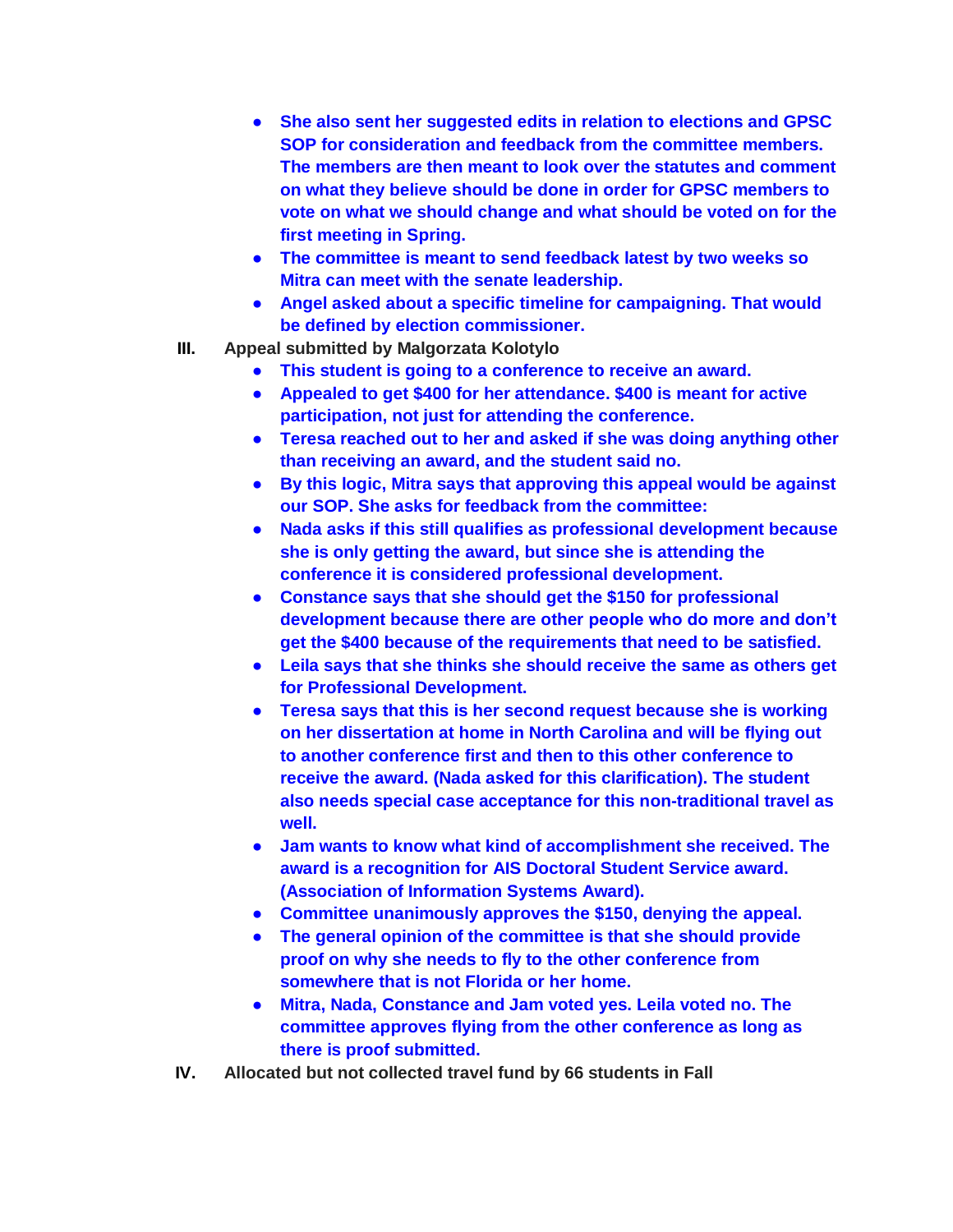- She also sent her suggested edits in relation to elections and GPSC SOP for consideration and feedback from the committee members. The members are then meant to look over the statutes and comment on what they believe should be done in order for GPSC members to vote on what we should change and what should be voted on for the first meeting in Spring.
- The committee is meant to send feedback latest by two weeks so Mitra can meet with the senate leadership.
- Angel asked about a specific timeline for campaigning. That would be defined by election commissioner.

III. **Appeal submitted by Malgorzata Kolotylo**

- This student is going to a conference to receive an award.
- Appealed to get $400 for her attendance. $400 is meant for active participation, not just for attending the conference.
- Teresa reached out to her and asked if she was doing anything other than receiving an award, and the student said no.
- By this logic, Mitra says that approving this appeal would be against our SOP. She asks for feedback from the committee:
- Nada asks if this still qualifies as professional development because she is only getting the award, but since she is attending the conference it is considered professional development.
- Constance says that she should get the $150 for professional development because there are other people who do more and don't get the $400 because of the requirements that need to be satisfied.
- Leila says that she thinks she should receive the same as others get for Professional Development.
- Teresa says that this is her second request because she is working on her dissertation at home in North Carolina and will be flying out to another conference first and then to this other conference to receive the award. (Nada asked for this clarification). The student also needs special case acceptance for this non-traditional travel as well.
- Jam wants to know what kind of accomplishment she received. The award is a recognition for AIS Doctoral Student Service award. (Association of Information Systems Award).
- Committee unanimously approves the $150, denying the appeal.
- The general opinion of the committee is that she should provide proof on why she needs to fly to the other conference from somewhere that is not Florida or her home.
- Mitra, Nada, Constance and Jam voted yes. Leila voted no. The committee approves flying from the other conference as long as there is proof submitted.

IV. **Allocated but not collected travel fund by 66 students in Fall**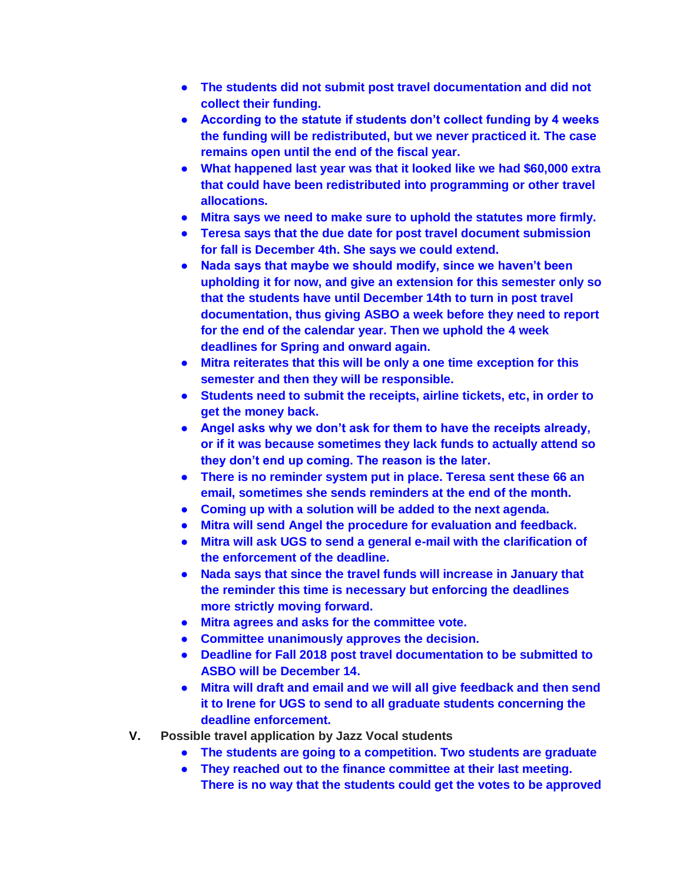- **The students did not submit post travel documentation and did not collect their funding.**
- **According to the statute if students don't collect funding by 4 weeks the funding will be redistributed, but we never practiced it. The case remains open until the end of the fiscal year.**
- **What happened last year was that it looked like we had $60,000 extra that could have been redistributed into programming or other travel allocations.**
- **Mitra says we need to make sure to uphold the statutes more firmly.**
- **Teresa says that the due date for post travel document submission for fall is December 4th. She says we could extend.**
- **Nada says that maybe we should modify, since we haven't been upholding it for now, and give an extension for this semester only so that the students have until December 14th to turn in post travel documentation, thus giving ASBO a week before they need to report for the end of the calendar year. Then we uphold the 4 week deadlines for Spring and onward again.**
- **Mitra reiterates that this will be only a one time exception for this semester and then they will be responsible.**
- **Students need to submit the receipts, airline tickets, etc, in order to get the money back.**
- **Angel asks why we don't ask for them to have the receipts already, or if it was because sometimes they lack funds to actually attend so they don't end up coming. The reason is the later.**
- **There is no reminder system put in place. Teresa sent these 66 an email, sometimes she sends reminders at the end of the month.**
- **Coming up with a solution will be added to the next agenda.**
- **Mitra will send Angel the procedure for evaluation and feedback.**
- **Mitra will ask UGS to send a general e-mail with the clarification of the enforcement of the deadline.**
- **Nada says that since the travel funds will increase in January that the reminder this time is necessary but enforcing the deadlines more strictly moving forward.**
- **Mitra agrees and asks for the committee vote.**
- **Committee unanimously approves the decision.**
- **Deadline for Fall 2018 post travel documentation to be submitted to ASBO will be December 14.**
- **Mitra will draft and email and we will all give feedback and then send it to Irene for UGS to send to all graduate students concerning the deadline enforcement.**

**V. Possible travel application by Jazz Vocal students**

- **The students are going to a competition. Two students are graduate**
- **They reached out to the finance committee at their last meeting. There is no way that the students could get the votes to be approved**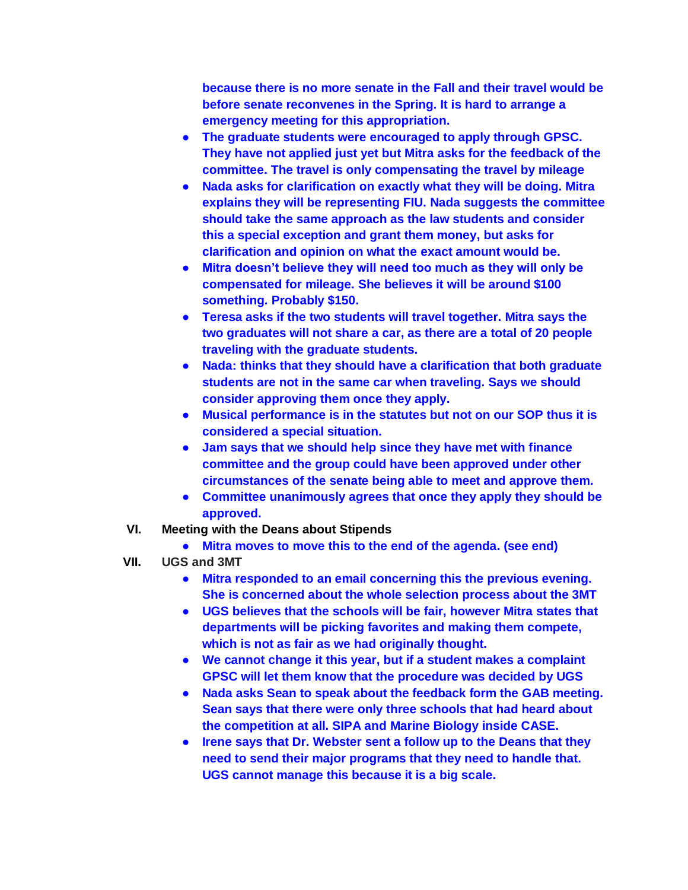because there is no more senate in the Fall and their travel would be before senate reconvenes in the Spring. It is hard to arrange a emergency meeting for this appropriation.

- The graduate students were encouraged to apply through GPSC. They have not applied just yet but Mitra asks for the feedback of the committee. The travel is only compensating the travel by mileage
- Nada asks for clarification on exactly what they will be doing. Mitra explains they will be representing FIU. Nada suggests the committee should take the same approach as the law students and consider this a special exception and grant them money, but asks for clarification and opinion on what the exact amount would be.
- Mitra doesn't believe they will need too much as they will only be compensated for mileage. She believes it will be around $100 something. Probably $150.
- Teresa asks if the two students will travel together. Mitra says the two graduates will not share a car, as there are a total of 20 people traveling with the graduate students.
- Nada: thinks that they should have a clarification that both graduate students are not in the same car when traveling. Says we should consider approving them once they apply.
- Musical performance is in the statutes but not on our SOP thus it is considered a special situation.
- Jam says that we should help since they have met with finance committee and the group could have been approved under other circumstances of the senate being able to meet and approve them.
- Committee unanimously agrees that once they apply they should be approved.

VI. **Meeting with the Deans about Stipends**

- Mitra moves to move this to the end of the agenda. (see end)

VII. **UGS and 3MT**

- Mitra responded to an email concerning this the previous evening. She is concerned about the whole selection process about the 3MT
- UGS believes that the schools will be fair, however Mitra states that departments will be picking favorites and making them compete, which is not as fair as we had originally thought.
- We cannot change it this year, but if a student makes a complaint GPSC will let them know that the procedure was decided by UGS
- Nada asks Sean to speak about the feedback form the GAB meeting. Sean says that there were only three schools that had heard about the competition at all. SIPA and Marine Biology inside CASE.
- Irene says that Dr. Webster sent a follow up to the Deans that they need to send their major programs that they need to handle that. UGS cannot manage this because it is a big scale.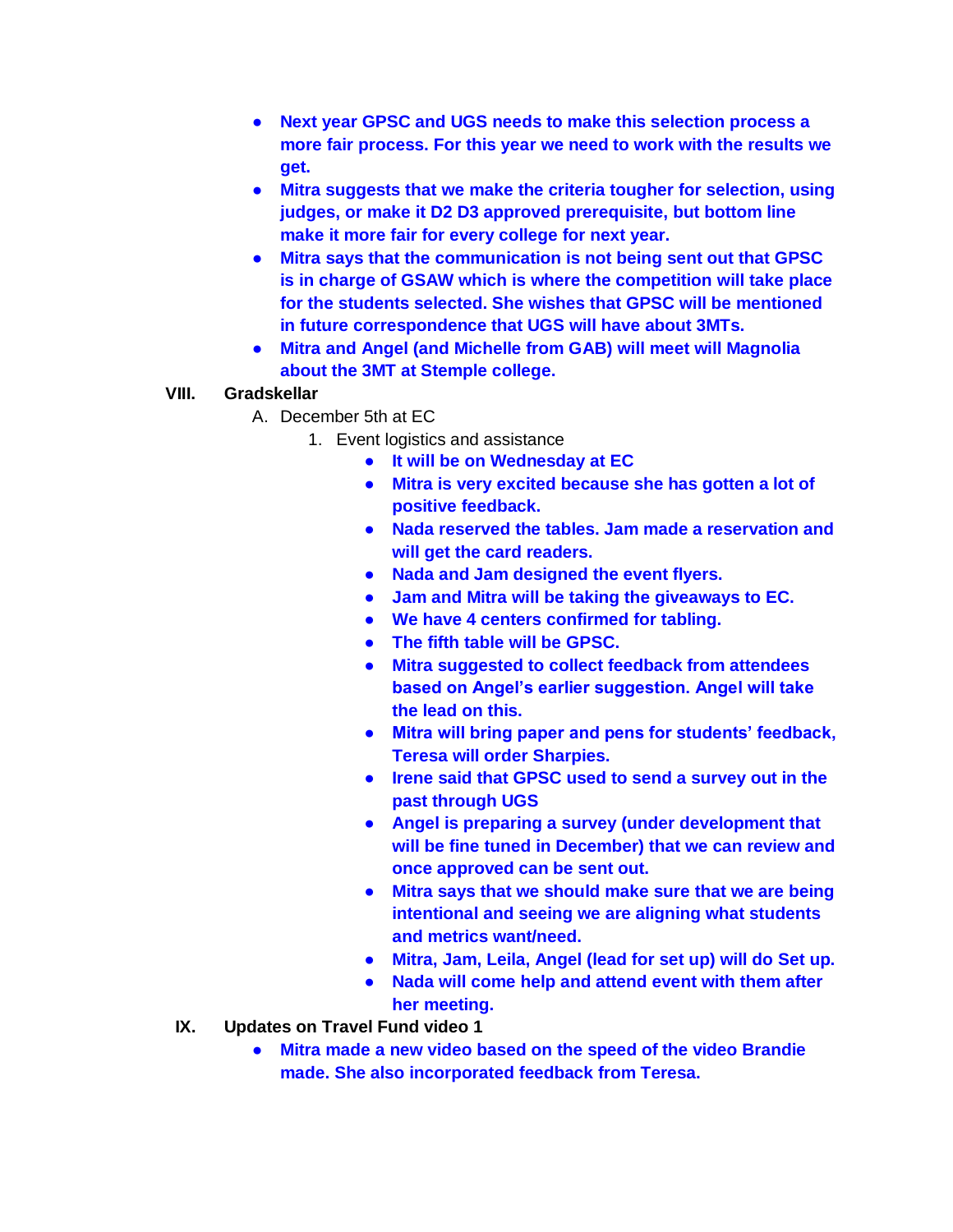- **Next year GPSC and UGS needs to make this selection process a more fair process. For this year we need to work with the results we get.**
- **Mitra suggests that we make the criteria tougher for selection, using judges, or make it D2 D3 approved prerequisite, but bottom line make it more fair for every college for next year.**
- **Mitra says that the communication is not being sent out that GPSC is in charge of GSAW which is where the competition will take place for the students selected. She wishes that GPSC will be mentioned in future correspondence that UGS will have about 3MTs.**
- **Mitra and Angel (and Michelle from GAB) will meet will Magnolia about the 3MT at Stemple college.**

VIII. **Gradskellar**

A. December 5th at EC

1. Event logistics and assistance
   - **It will be on Wednesday at EC**
   - **Mitra is very excited because she has gotten a lot of positive feedback.**
   - **Nada reserved the tables. Jam made a reservation and will get the card readers.**
   - **Nada and Jam designed the event flyers.**
   - **Jam and Mitra will be taking the giveaways to EC.**
   - **We have 4 centers confirmed for tabling.**
   - **The fifth table will be GPSC.**
   - **Mitra suggested to collect feedback from attendees based on Angel's earlier suggestion. Angel will take the lead on this.**
   - **Mitra will bring paper and pens for students' feedback, Teresa will order Sharpies.**
   - **Irene said that GPSC used to send a survey out in the past through UGS**
   - **Angel is preparing a survey (under development that will be fine tuned in December) that we can review and once approved can be sent out.**
   - **Mitra says that we should make sure that we are being intentional and seeing we are aligning what students and metrics want/need.**
   - **Mitra, Jam, Leila, Angel (lead for set up) will do Set up.**
   - **Nada will come help and attend event with them after her meeting.**

IX. **Updates on Travel Fund video 1**

- **Mitra made a new video based on the speed of the video Brandie made. She also incorporated feedback from Teresa.**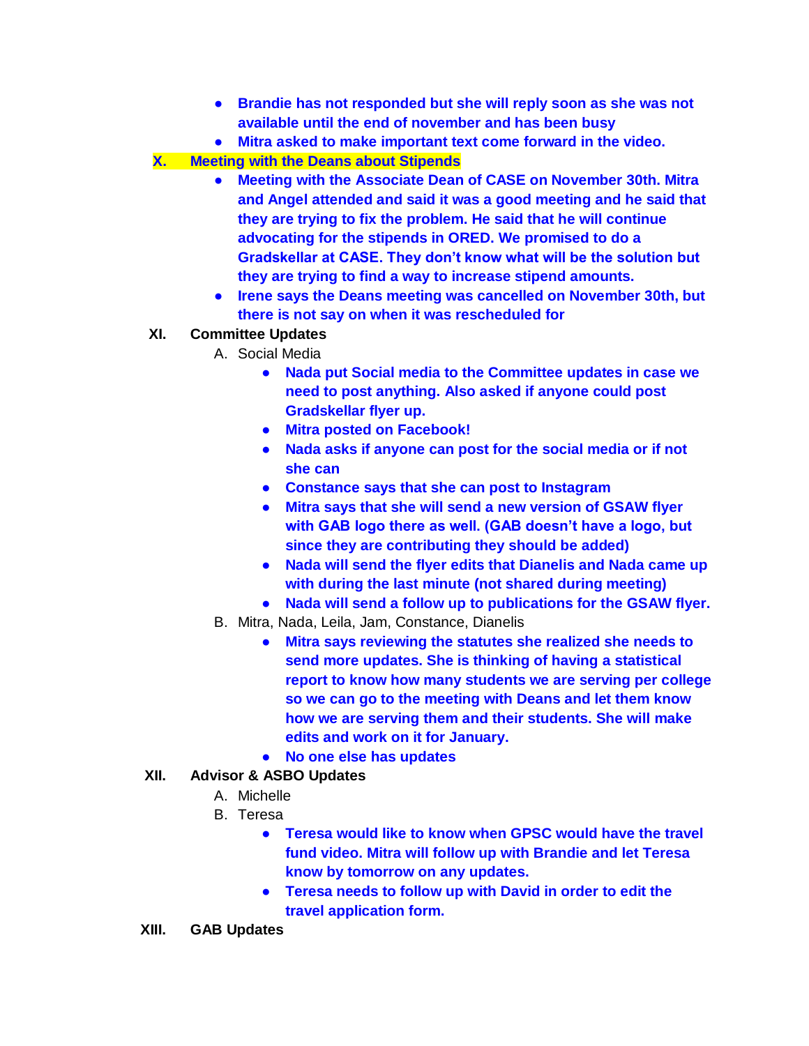- **Brandie has not responded but she will reply soon as she was not available until the end of november and has been busy**
- **Mitra asked to make important text come forward in the video.**

**X. Meeting with the Deans about Stipends**

- **Meeting with the Associate Dean of CASE on November 30th. Mitra and Angel attended and said it was a good meeting and he said that they are trying to fix the problem. He said that he will continue advocating for the stipends in ORED. We promised to do a Gradskellar at CASE. They don't know what will be the solution but they are trying to find a way to increase stipend amounts.**
- **Irene says the Deans meeting was cancelled on November 30th, but there is not say on when it was rescheduled for**

**XI. Committee Updates**

A. Social Media
- **Nada put Social media to the Committee updates in case we need to post anything. Also asked if anyone could post Gradskellar flyer up.**
- **Mitra posted on Facebook!**
- **Nada asks if anyone can post for the social media or if not she can**
- **Constance says that she can post to Instagram**
- **Mitra says that she will send a new version of GSAW flyer with GAB logo there as well. (GAB doesn't have a logo, but since they are contributing they should be added)**
- **Nada will send the flyer edits that Dianelis and Nada came up with during the last minute (not shared during meeting)**
- **Nada will send a follow up to publications for the GSAW flyer.**

B. Mitra, Nada, Leila, Jam, Constance, Dianelis
- **Mitra says reviewing the statutes she realized she needs to send more updates. She is thinking of having a statistical report to know how many students we are serving per college so we can go to the meeting with Deans and let them know how we are serving them and their students. She will make edits and work on it for January.**
- **No one else has updates**

**XII. Advisor & ASBO Updates**

A. Michelle

B. Teresa
- **Teresa would like to know when GPSC would have the travel fund video. Mitra will follow up with Brandie and let Teresa know by tomorrow on any updates.**
- **Teresa needs to follow up with David in order to edit the travel application form.**

**XIII. GAB Updates**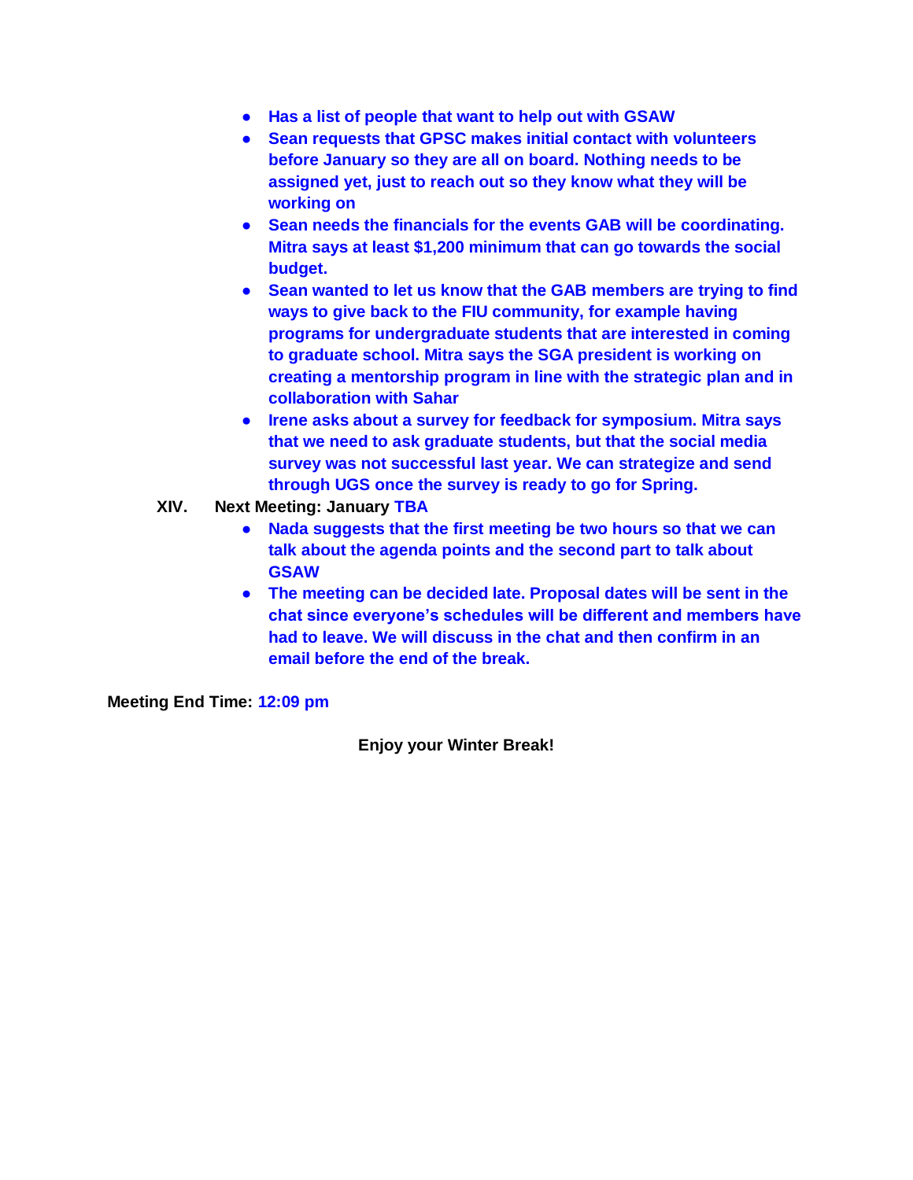- **Has a list of people that want to help out with GSAW**
- **Sean requests that GPSC makes initial contact with volunteers before January so they are all on board. Nothing needs to be assigned yet, just to reach out so they know what they will be working on**
- **Sean needs the financials for the events GAB will be coordinating. Mitra says at least $1,200 minimum that can go towards the social budget.**
- **Sean wanted to let us know that the GAB members are trying to find ways to give back to the FIU community, for example having programs for undergraduate students that are interested in coming to graduate school. Mitra says the SGA president is working on creating a mentorship program in line with the strategic plan and in collaboration with Sahar**
- **Irene asks about a survey for feedback for symposium. Mitra says that we need to ask graduate students, but that the social media survey was not successful last year. We can strategize and send through UGS once the survey is ready to go for Spring.**

**XIV. Next Meeting: January TBA**

- **Nada suggests that the first meeting be two hours so that we can talk about the agenda points and the second part to talk about GSAW**
- **The meeting can be decided late. Proposal dates will be sent in the chat since everyone's schedules will be different and members have had to leave. We will discuss in the chat and then confirm in an email before the end of the break.**

**Meeting End Time: 12:09 pm**

**Enjoy your Winter Break!**